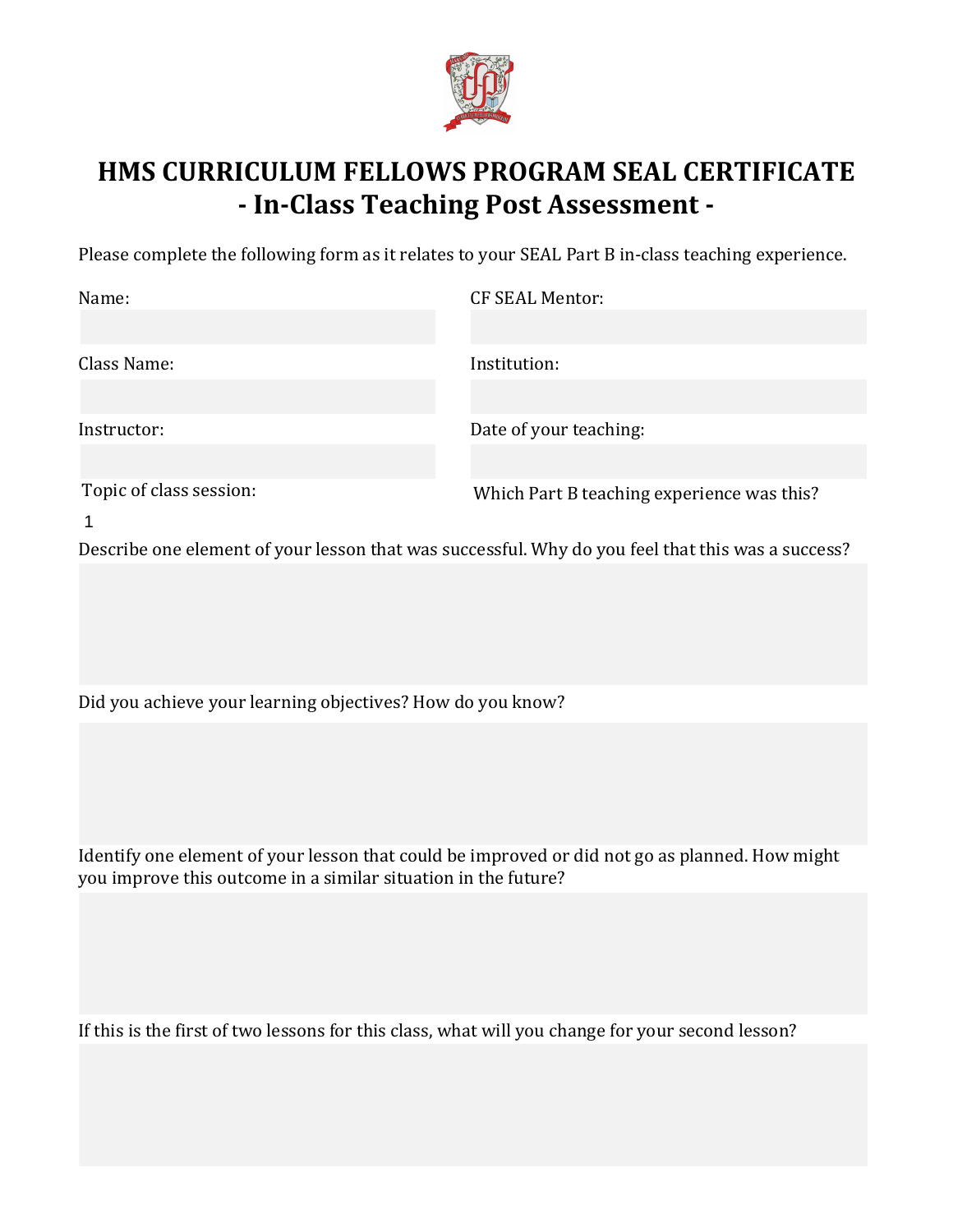# HMS CURRICULUM FELLOWS PROGRAM SEAL CERTIFICATE

## - In-Class Teaching Post Assessment -

Please complete the following form as it relates to your SEAL Part B in-class teaching experience.

Name:

CF SEAL Mentor:

Class Name:

Institution:

Instructor:

Date of your teaching:

Topic of class session:

Which Part B teaching experience was this?

1

Describe one element of your lesson that was successful. Why do you feel that this was a success?

Did you achieve your learning objectives? How do you know?

Identify one element of your lesson that could be improved or did not go as planned. How might you improve this outcome in a similar situation in the future?

If this is the first of two lessons for this class, what will you change for your second lesson?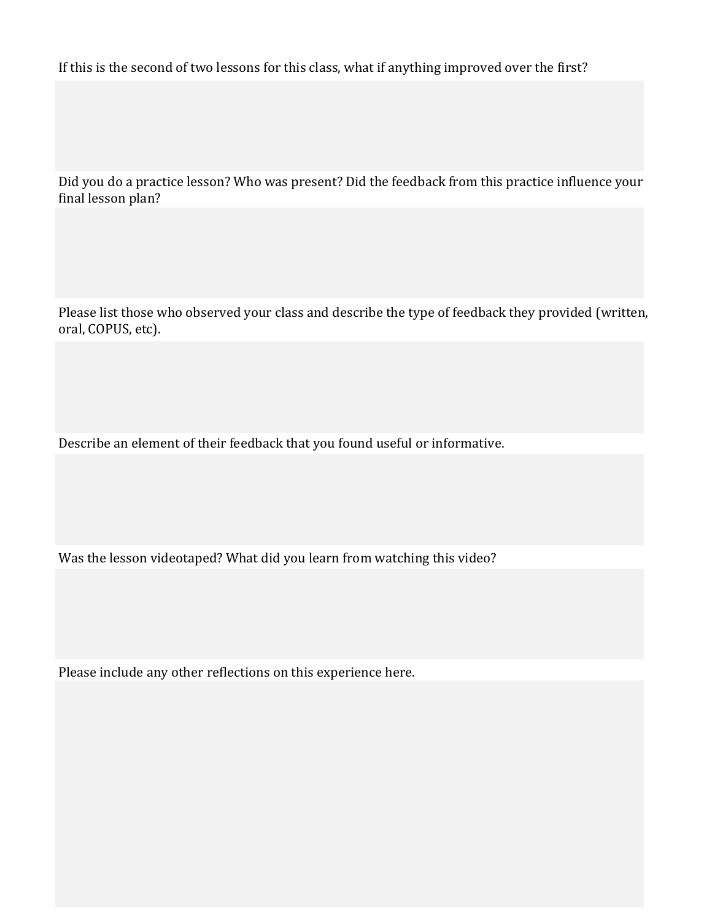If this is the second of two lessons for this class, what if anything improved over the first?

Did you do a practice lesson? Who was present? Did the feedback from this practice influence your final lesson plan?

Please list those who observed your class and describe the type of feedback they provided (written, oral, COPUS, etc).

Describe an element of their feedback that you found useful or informative.

Was the lesson videotaped? What did you learn from watching this video?

Please include any other reflections on this experience here.